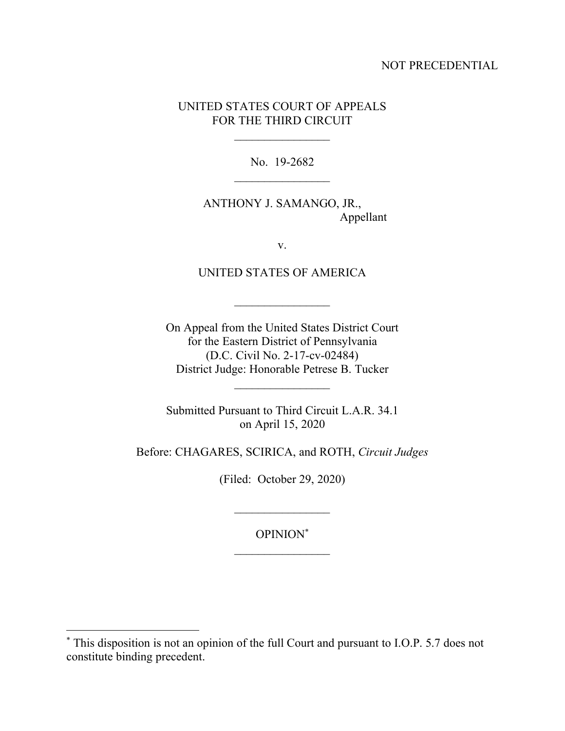NOT PRECEDENTIAL

UNITED STATES COURT OF APPEALS
FOR THE THIRD CIRCUIT

\_\_\_\_\_\_\_\_\_\_\_\_\_\_\_\_

No. 19-2682

\_\_\_\_\_\_\_\_\_\_\_\_\_\_\_\_

ANTHONY J. SAMANGO, JR.,
Appellant

v.

UNITED STATES OF AMERICA

\_\_\_\_\_\_\_\_\_\_\_\_\_\_\_\_

On Appeal from the United States District Court
for the Eastern District of Pennsylvania
(D.C. Civil No. 2-17-cv-02484)
District Judge: Honorable Petrese B. Tucker

\_\_\_\_\_\_\_\_\_\_\_\_\_\_\_\_

Submitted Pursuant to Third Circuit L.A.R. 34.1
on April 15, 2020

Before: CHAGARES, SCIRICA, and ROTH, *Circuit Judges*

(Filed: October 29, 2020)

\_\_\_\_\_\_\_\_\_\_\_\_\_\_\_\_

OPINION[*]

\_\_\_\_\_\_\_\_\_\_\_\_\_\_\_\_

[*] This disposition is not an opinion of the full Court and pursuant to I.O.P. 5.7 does not constitute binding precedent.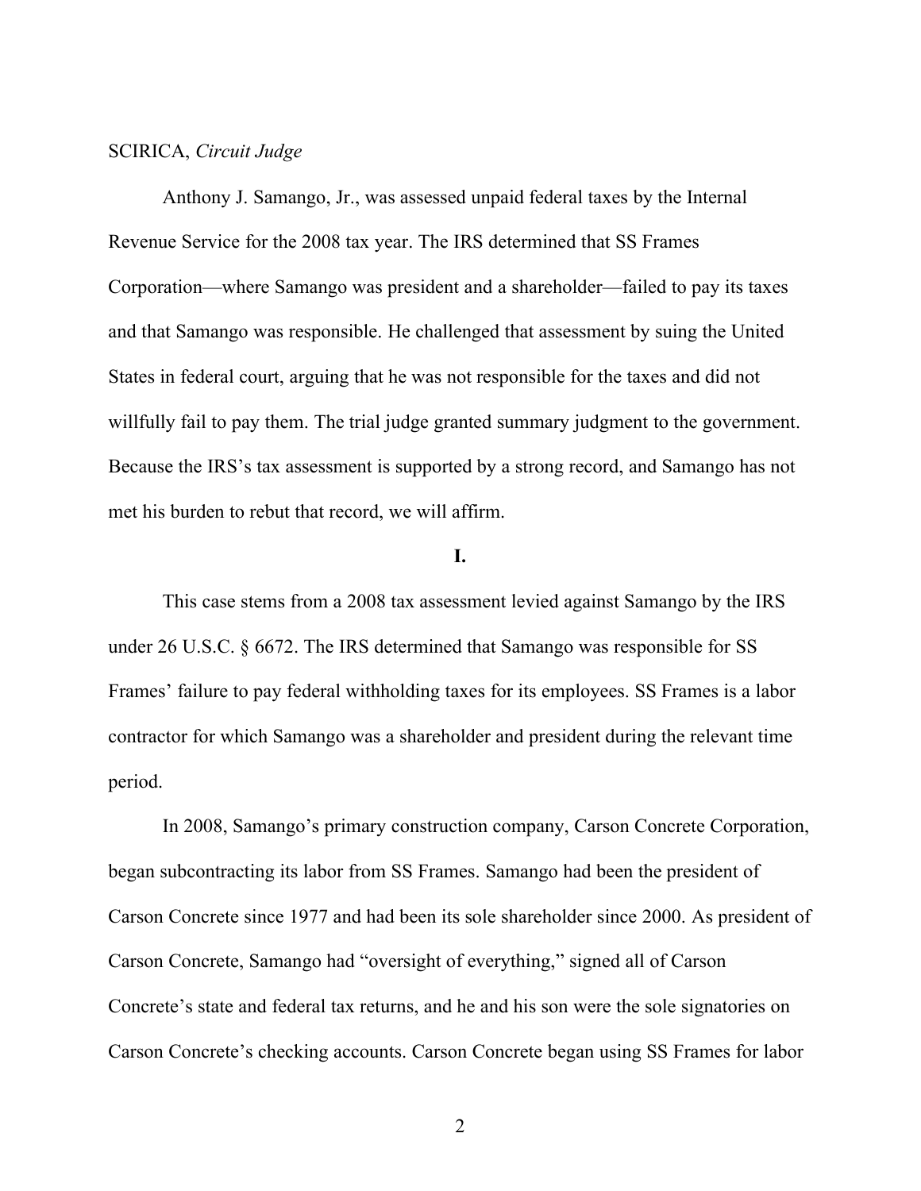SCIRICA, *Circuit Judge*

Anthony J. Samango, Jr., was assessed unpaid federal taxes by the Internal Revenue Service for the 2008 tax year. The IRS determined that SS Frames Corporation—where Samango was president and a shareholder—failed to pay its taxes and that Samango was responsible. He challenged that assessment by suing the United States in federal court, arguing that he was not responsible for the taxes and did not willfully fail to pay them. The trial judge granted summary judgment to the government. Because the IRS's tax assessment is supported by a strong record, and Samango has not met his burden to rebut that record, we will affirm.

**I.**

This case stems from a 2008 tax assessment levied against Samango by the IRS under 26 U.S.C. § 6672. The IRS determined that Samango was responsible for SS Frames' failure to pay federal withholding taxes for its employees. SS Frames is a labor contractor for which Samango was a shareholder and president during the relevant time period.

In 2008, Samango's primary construction company, Carson Concrete Corporation, began subcontracting its labor from SS Frames. Samango had been the president of Carson Concrete since 1977 and had been its sole shareholder since 2000. As president of Carson Concrete, Samango had "oversight of everything," signed all of Carson Concrete's state and federal tax returns, and he and his son were the sole signatories on Carson Concrete's checking accounts. Carson Concrete began using SS Frames for labor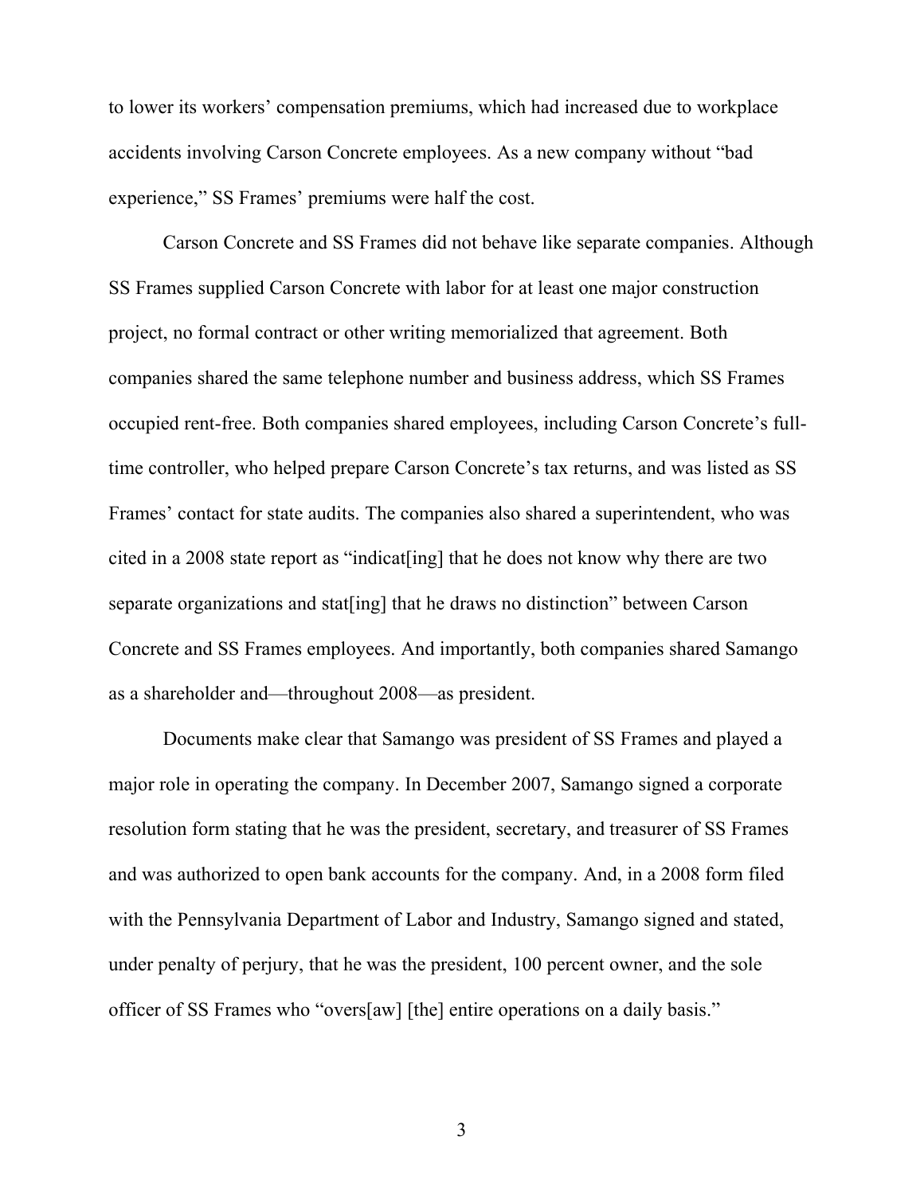to lower its workers' compensation premiums, which had increased due to workplace accidents involving Carson Concrete employees. As a new company without "bad experience," SS Frames' premiums were half the cost.

Carson Concrete and SS Frames did not behave like separate companies. Although SS Frames supplied Carson Concrete with labor for at least one major construction project, no formal contract or other writing memorialized that agreement. Both companies shared the same telephone number and business address, which SS Frames occupied rent-free. Both companies shared employees, including Carson Concrete's full-time controller, who helped prepare Carson Concrete's tax returns, and was listed as SS Frames' contact for state audits. The companies also shared a superintendent, who was cited in a 2008 state report as "indicat[ing] that he does not know why there are two separate organizations and stat[ing] that he draws no distinction" between Carson Concrete and SS Frames employees. And importantly, both companies shared Samango as a shareholder and—throughout 2008—as president.

Documents make clear that Samango was president of SS Frames and played a major role in operating the company. In December 2007, Samango signed a corporate resolution form stating that he was the president, secretary, and treasurer of SS Frames and was authorized to open bank accounts for the company. And, in a 2008 form filed with the Pennsylvania Department of Labor and Industry, Samango signed and stated, under penalty of perjury, that he was the president, 100 percent owner, and the sole officer of SS Frames who "overs[aw] [the] entire operations on a daily basis."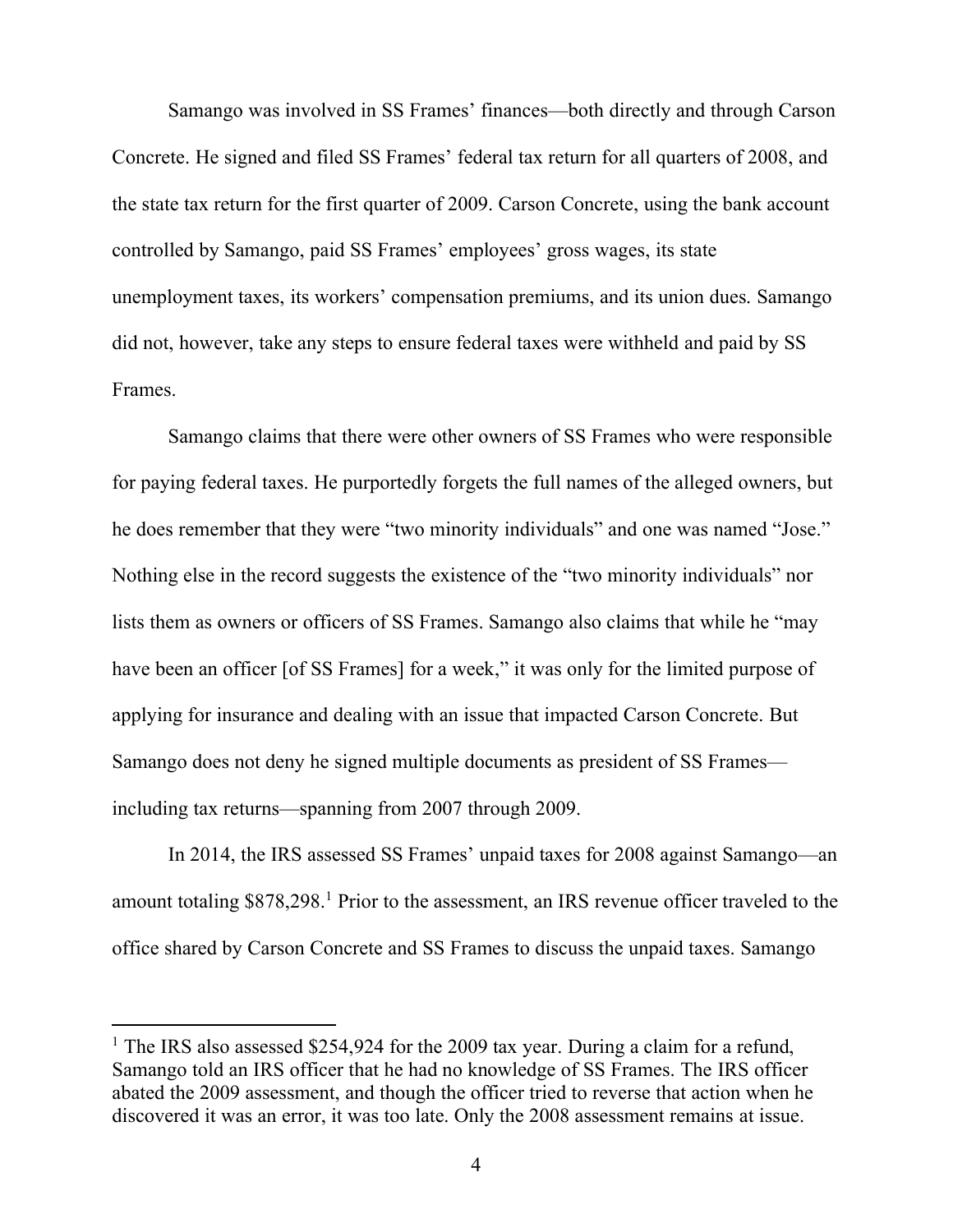Samango was involved in SS Frames' finances—both directly and through Carson Concrete. He signed and filed SS Frames' federal tax return for all quarters of 2008, and the state tax return for the first quarter of 2009. Carson Concrete, using the bank account controlled by Samango, paid SS Frames' employees' gross wages, its state unemployment taxes, its workers' compensation premiums, and its union dues. Samango did not, however, take any steps to ensure federal taxes were withheld and paid by SS Frames.

Samango claims that there were other owners of SS Frames who were responsible for paying federal taxes. He purportedly forgets the full names of the alleged owners, but he does remember that they were "two minority individuals" and one was named "Jose." Nothing else in the record suggests the existence of the "two minority individuals" nor lists them as owners or officers of SS Frames. Samango also claims that while he "may have been an officer [of SS Frames] for a week," it was only for the limited purpose of applying for insurance and dealing with an issue that impacted Carson Concrete. But Samango does not deny he signed multiple documents as president of SS Frames—including tax returns—spanning from 2007 through 2009.

In 2014, the IRS assessed SS Frames' unpaid taxes for 2008 against Samango—an amount totaling $878,298.[1] Prior to the assessment, an IRS revenue officer traveled to the office shared by Carson Concrete and SS Frames to discuss the unpaid taxes. Samango

[1] The IRS also assessed $254,924 for the 2009 tax year. During a claim for a refund, Samango told an IRS officer that he had no knowledge of SS Frames. The IRS officer abated the 2009 assessment, and though the officer tried to reverse that action when he discovered it was an error, it was too late. Only the 2008 assessment remains at issue.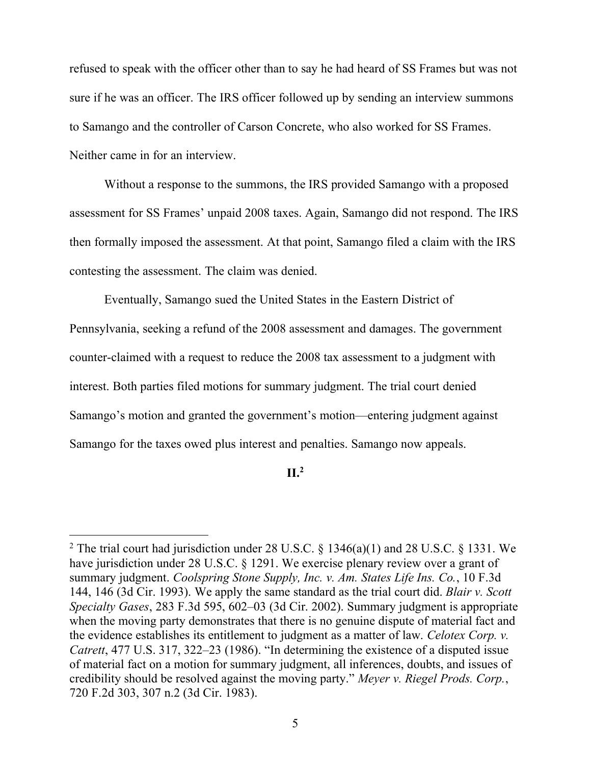refused to speak with the officer other than to say he had heard of SS Frames but was not sure if he was an officer. The IRS officer followed up by sending an interview summons to Samango and the controller of Carson Concrete, who also worked for SS Frames. Neither came in for an interview.

Without a response to the summons, the IRS provided Samango with a proposed assessment for SS Frames' unpaid 2008 taxes. Again, Samango did not respond. The IRS then formally imposed the assessment. At that point, Samango filed a claim with the IRS contesting the assessment. The claim was denied.

Eventually, Samango sued the United States in the Eastern District of Pennsylvania, seeking a refund of the 2008 assessment and damages. The government counter-claimed with a request to reduce the 2008 tax assessment to a judgment with interest. Both parties filed motions for summary judgment. The trial court denied Samango's motion and granted the government's motion—entering judgment against Samango for the taxes owed plus interest and penalties. Samango now appeals.

## II.[2]

---

[2] The trial court had jurisdiction under 28 U.S.C. § 1346(a)(1) and 28 U.S.C. § 1331. We have jurisdiction under 28 U.S.C. § 1291. We exercise plenary review over a grant of summary judgment. *Coolspring Stone Supply, Inc. v. Am. States Life Ins. Co.*, 10 F.3d 144, 146 (3d Cir. 1993). We apply the same standard as the trial court did. *Blair v. Scott Specialty Gases*, 283 F.3d 595, 602–03 (3d Cir. 2002). Summary judgment is appropriate when the moving party demonstrates that there is no genuine dispute of material fact and the evidence establishes its entitlement to judgment as a matter of law. *Celotex Corp. v. Catrett*, 477 U.S. 317, 322–23 (1986). "In determining the existence of a disputed issue of material fact on a motion for summary judgment, all inferences, doubts, and issues of credibility should be resolved against the moving party." *Meyer v. Riegel Prods. Corp.*, 720 F.2d 303, 307 n.2 (3d Cir. 1983).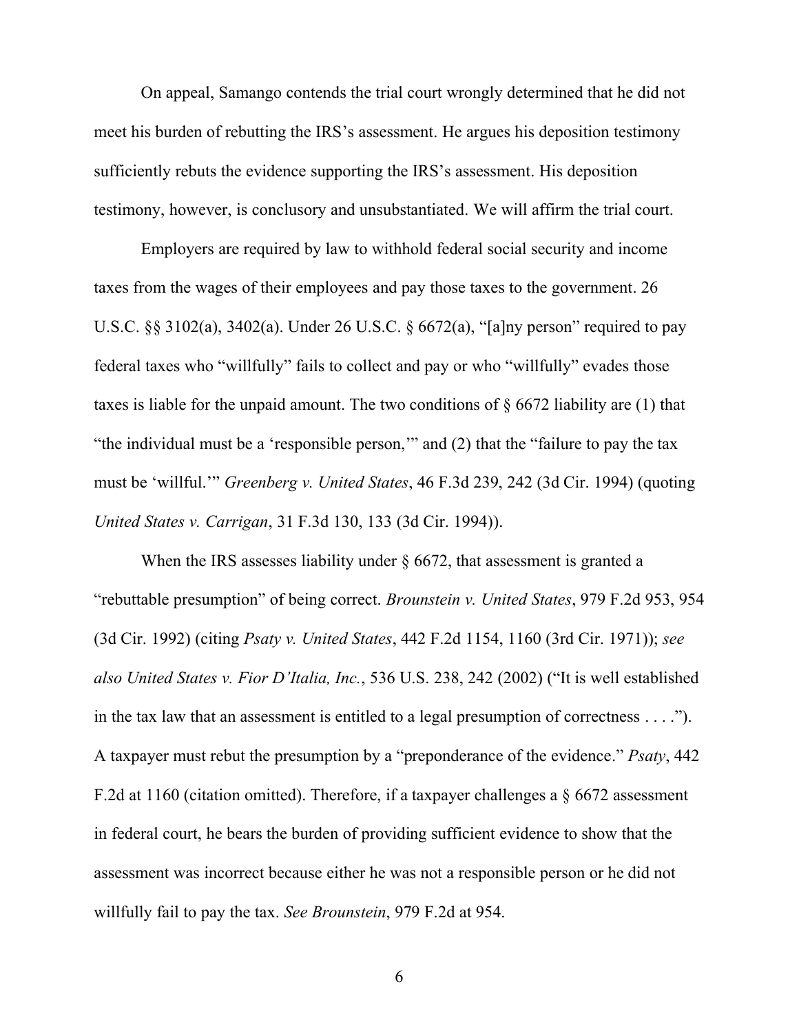On appeal, Samango contends the trial court wrongly determined that he did not meet his burden of rebutting the IRS's assessment. He argues his deposition testimony sufficiently rebuts the evidence supporting the IRS's assessment. His deposition testimony, however, is conclusory and unsubstantiated. We will affirm the trial court.

Employers are required by law to withhold federal social security and income taxes from the wages of their employees and pay those taxes to the government. 26 U.S.C. §§ 3102(a), 3402(a). Under 26 U.S.C. § 6672(a), "[a]ny person" required to pay federal taxes who "willfully" fails to collect and pay or who "willfully" evades those taxes is liable for the unpaid amount. The two conditions of § 6672 liability are (1) that "the individual must be a 'responsible person,'" and (2) that the "failure to pay the tax must be 'willful.'" *Greenberg v. United States*, 46 F.3d 239, 242 (3d Cir. 1994) (quoting *United States v. Carrigan*, 31 F.3d 130, 133 (3d Cir. 1994)).

When the IRS assesses liability under § 6672, that assessment is granted a "rebuttable presumption" of being correct. *Brounstein v. United States*, 979 F.2d 953, 954 (3d Cir. 1992) (citing *Psaty v. United States*, 442 F.2d 1154, 1160 (3rd Cir. 1971)); *see also United States v. Fior D'Italia, Inc.*, 536 U.S. 238, 242 (2002) ("It is well established in the tax law that an assessment is entitled to a legal presumption of correctness . . . ."). A taxpayer must rebut the presumption by a "preponderance of the evidence." *Psaty*, 442 F.2d at 1160 (citation omitted). Therefore, if a taxpayer challenges a § 6672 assessment in federal court, he bears the burden of providing sufficient evidence to show that the assessment was incorrect because either he was not a responsible person or he did not willfully fail to pay the tax. *See Brounstein*, 979 F.2d at 954.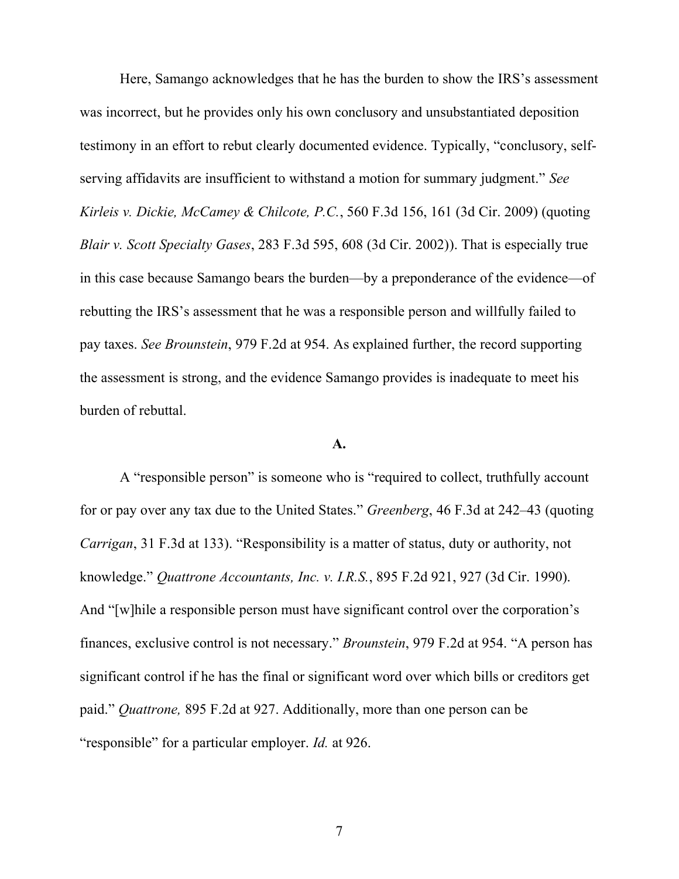Here, Samango acknowledges that he has the burden to show the IRS's assessment was incorrect, but he provides only his own conclusory and unsubstantiated deposition testimony in an effort to rebut clearly documented evidence. Typically, "conclusory, self-serving affidavits are insufficient to withstand a motion for summary judgment." *See Kirleis v. Dickie, McCamey & Chilcote, P.C.*, 560 F.3d 156, 161 (3d Cir. 2009) (quoting *Blair v. Scott Specialty Gases*, 283 F.3d 595, 608 (3d Cir. 2002)). That is especially true in this case because Samango bears the burden—by a preponderance of the evidence—of rebutting the IRS's assessment that he was a responsible person and willfully failed to pay taxes. *See Brounstein*, 979 F.2d at 954. As explained further, the record supporting the assessment is strong, and the evidence Samango provides is inadequate to meet his burden of rebuttal.

### A.

A "responsible person" is someone who is "required to collect, truthfully account for or pay over any tax due to the United States." *Greenberg*, 46 F.3d at 242–43 (quoting *Carrigan*, 31 F.3d at 133). "Responsibility is a matter of status, duty or authority, not knowledge." *Quattrone Accountants, Inc. v. I.R.S.*, 895 F.2d 921, 927 (3d Cir. 1990). And "[w]hile a responsible person must have significant control over the corporation's finances, exclusive control is not necessary." *Brounstein*, 979 F.2d at 954. "A person has significant control if he has the final or significant word over which bills or creditors get paid." *Quattrone,* 895 F.2d at 927. Additionally, more than one person can be "responsible" for a particular employer. *Id.* at 926.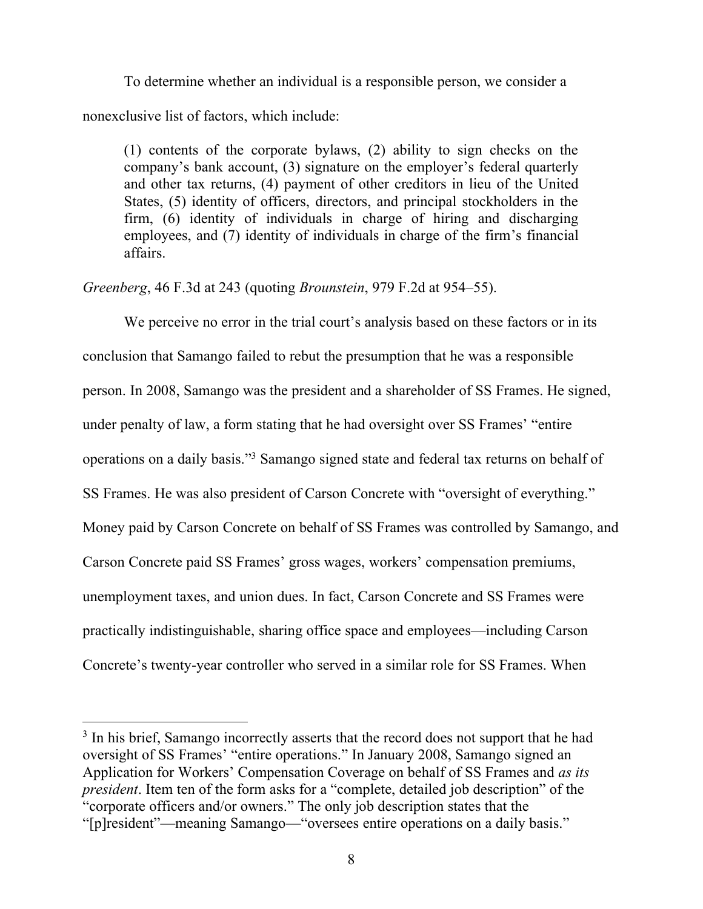To determine whether an individual is a responsible person, we consider a nonexclusive list of factors, which include:

> (1) contents of the corporate bylaws, (2) ability to sign checks on the company's bank account, (3) signature on the employer's federal quarterly and other tax returns, (4) payment of other creditors in lieu of the United States, (5) identity of officers, directors, and principal stockholders in the firm, (6) identity of individuals in charge of hiring and discharging employees, and (7) identity of individuals in charge of the firm's financial affairs.

*Greenberg*, 46 F.3d at 243 (quoting *Brounstein*, 979 F.2d at 954–55).

We perceive no error in the trial court's analysis based on these factors or in its conclusion that Samango failed to rebut the presumption that he was a responsible person. In 2008, Samango was the president and a shareholder of SS Frames. He signed, under penalty of law, a form stating that he had oversight over SS Frames' "entire operations on a daily basis."[3] Samango signed state and federal tax returns on behalf of SS Frames. He was also president of Carson Concrete with "oversight of everything." Money paid by Carson Concrete on behalf of SS Frames was controlled by Samango, and Carson Concrete paid SS Frames' gross wages, workers' compensation premiums, unemployment taxes, and union dues. In fact, Carson Concrete and SS Frames were practically indistinguishable, sharing office space and employees—including Carson Concrete's twenty-year controller who served in a similar role for SS Frames. When

[3] In his brief, Samango incorrectly asserts that the record does not support that he had oversight of SS Frames' "entire operations." In January 2008, Samango signed an Application for Workers' Compensation Coverage on behalf of SS Frames and *as its president*. Item ten of the form asks for a "complete, detailed job description" of the "corporate officers and/or owners." The only job description states that the "[p]resident"—meaning Samango—"oversees entire operations on a daily basis."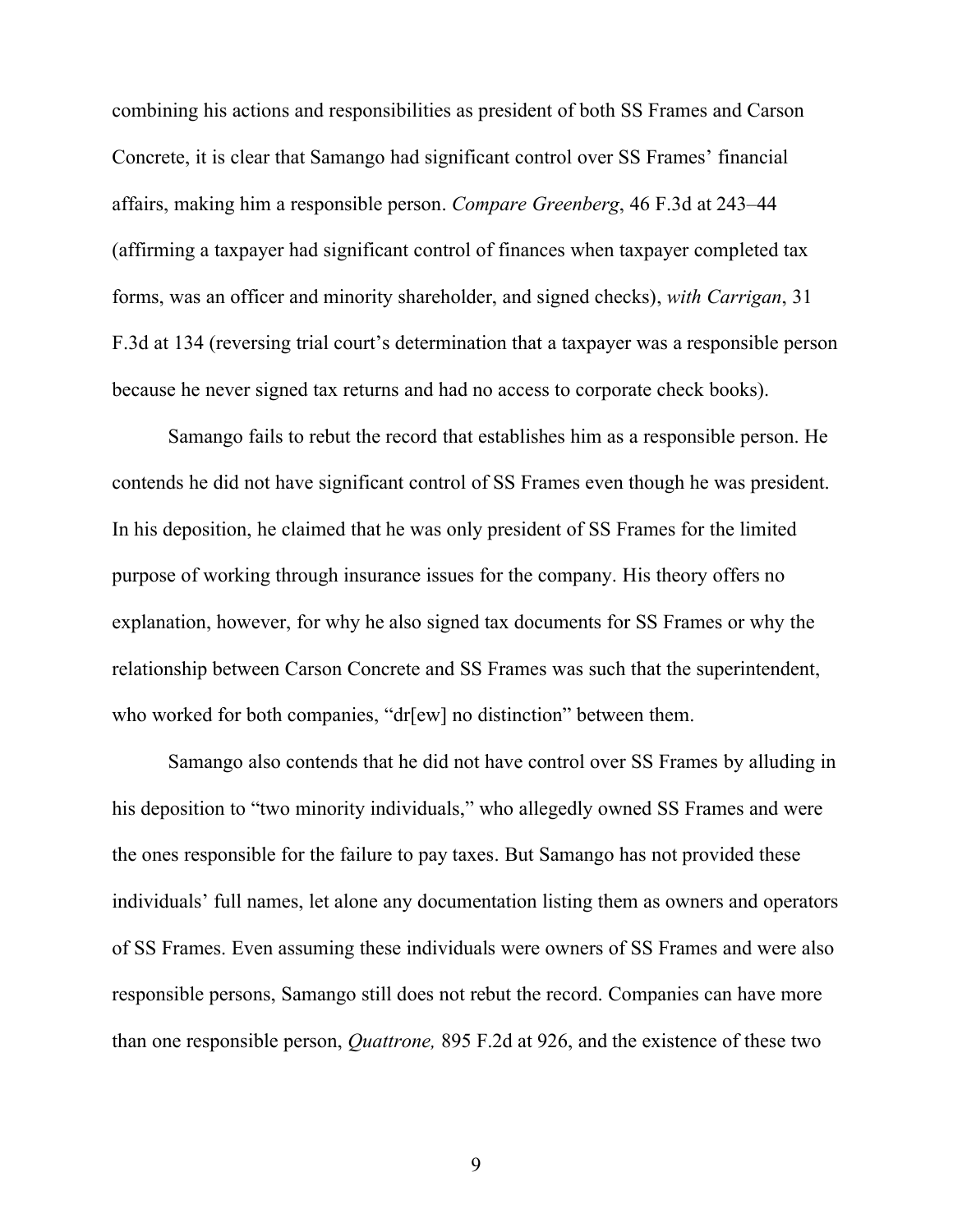combining his actions and responsibilities as president of both SS Frames and Carson Concrete, it is clear that Samango had significant control over SS Frames' financial affairs, making him a responsible person. *Compare Greenberg*, 46 F.3d at 243–44 (affirming a taxpayer had significant control of finances when taxpayer completed tax forms, was an officer and minority shareholder, and signed checks), *with Carrigan*, 31 F.3d at 134 (reversing trial court's determination that a taxpayer was a responsible person because he never signed tax returns and had no access to corporate check books).

Samango fails to rebut the record that establishes him as a responsible person. He contends he did not have significant control of SS Frames even though he was president. In his deposition, he claimed that he was only president of SS Frames for the limited purpose of working through insurance issues for the company. His theory offers no explanation, however, for why he also signed tax documents for SS Frames or why the relationship between Carson Concrete and SS Frames was such that the superintendent, who worked for both companies, "dr[ew] no distinction" between them.

Samango also contends that he did not have control over SS Frames by alluding in his deposition to "two minority individuals," who allegedly owned SS Frames and were the ones responsible for the failure to pay taxes. But Samango has not provided these individuals' full names, let alone any documentation listing them as owners and operators of SS Frames. Even assuming these individuals were owners of SS Frames and were also responsible persons, Samango still does not rebut the record. Companies can have more than one responsible person, *Quattrone,* 895 F.2d at 926, and the existence of these two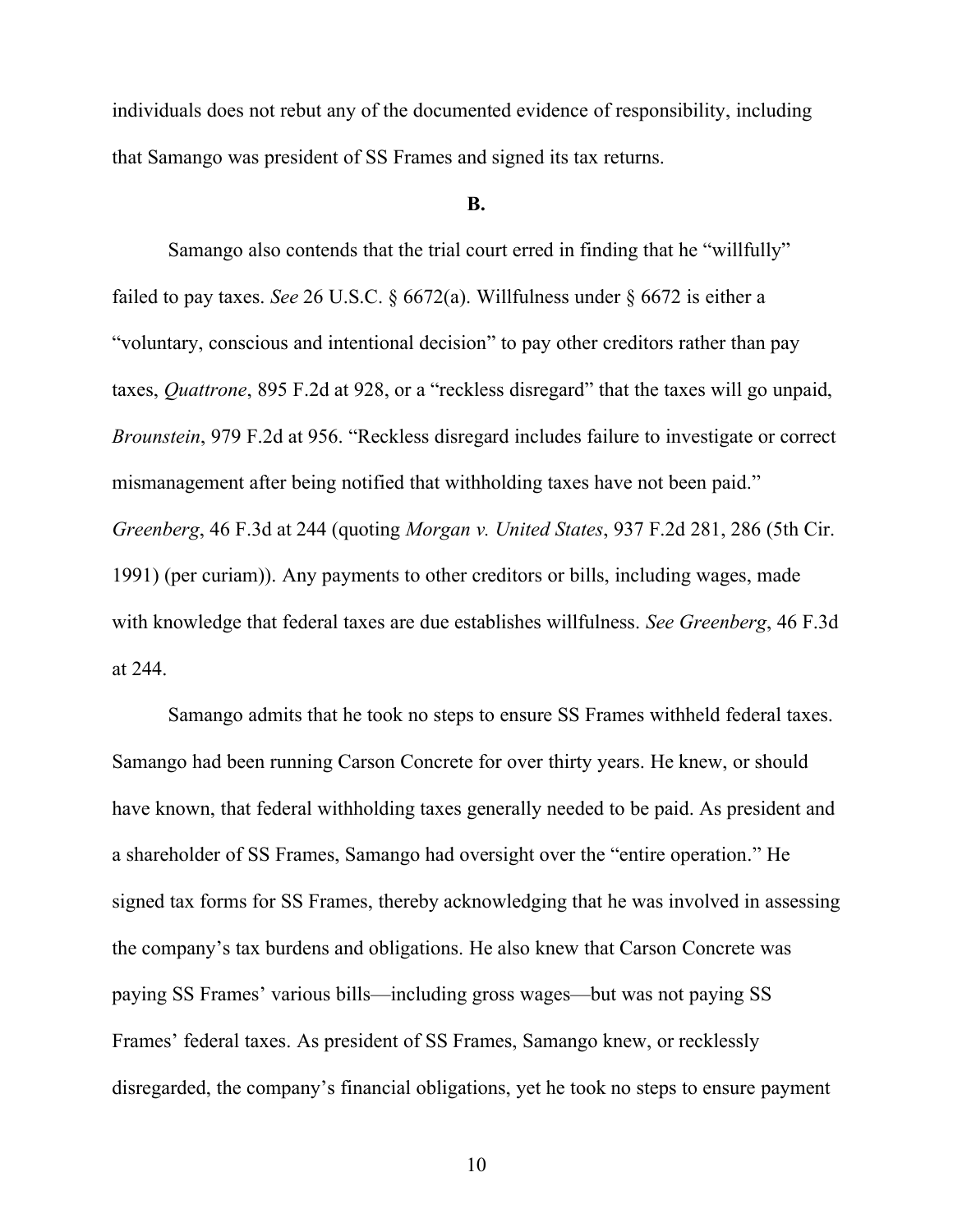individuals does not rebut any of the documented evidence of responsibility, including that Samango was president of SS Frames and signed its tax returns.

**B.**

Samango also contends that the trial court erred in finding that he "willfully" failed to pay taxes. *See* 26 U.S.C. § 6672(a). Willfulness under § 6672 is either a "voluntary, conscious and intentional decision" to pay other creditors rather than pay taxes, *Quattrone*, 895 F.2d at 928, or a "reckless disregard" that the taxes will go unpaid, *Brounstein*, 979 F.2d at 956. "Reckless disregard includes failure to investigate or correct mismanagement after being notified that withholding taxes have not been paid." *Greenberg*, 46 F.3d at 244 (quoting *Morgan v. United States*, 937 F.2d 281, 286 (5th Cir. 1991) (per curiam)). Any payments to other creditors or bills, including wages, made with knowledge that federal taxes are due establishes willfulness. *See Greenberg*, 46 F.3d at 244.

Samango admits that he took no steps to ensure SS Frames withheld federal taxes. Samango had been running Carson Concrete for over thirty years. He knew, or should have known, that federal withholding taxes generally needed to be paid. As president and a shareholder of SS Frames, Samango had oversight over the "entire operation." He signed tax forms for SS Frames, thereby acknowledging that he was involved in assessing the company's tax burdens and obligations. He also knew that Carson Concrete was paying SS Frames' various bills—including gross wages—but was not paying SS Frames' federal taxes. As president of SS Frames, Samango knew, or recklessly disregarded, the company's financial obligations, yet he took no steps to ensure payment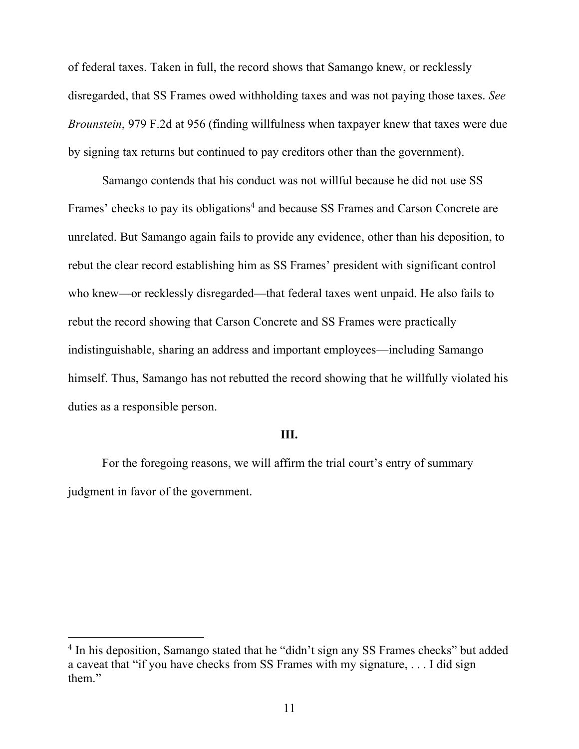of federal taxes. Taken in full, the record shows that Samango knew, or recklessly disregarded, that SS Frames owed withholding taxes and was not paying those taxes. *See Brounstein*, 979 F.2d at 956 (finding willfulness when taxpayer knew that taxes were due by signing tax returns but continued to pay creditors other than the government).

Samango contends that his conduct was not willful because he did not use SS Frames' checks to pay its obligations[4] and because SS Frames and Carson Concrete are unrelated. But Samango again fails to provide any evidence, other than his deposition, to rebut the clear record establishing him as SS Frames' president with significant control who knew—or recklessly disregarded—that federal taxes went unpaid. He also fails to rebut the record showing that Carson Concrete and SS Frames were practically indistinguishable, sharing an address and important employees—including Samango himself. Thus, Samango has not rebutted the record showing that he willfully violated his duties as a responsible person.

### III.

For the foregoing reasons, we will affirm the trial court's entry of summary judgment in favor of the government.

---

[4] In his deposition, Samango stated that he "didn't sign any SS Frames checks" but added a caveat that "if you have checks from SS Frames with my signature, . . . I did sign them."